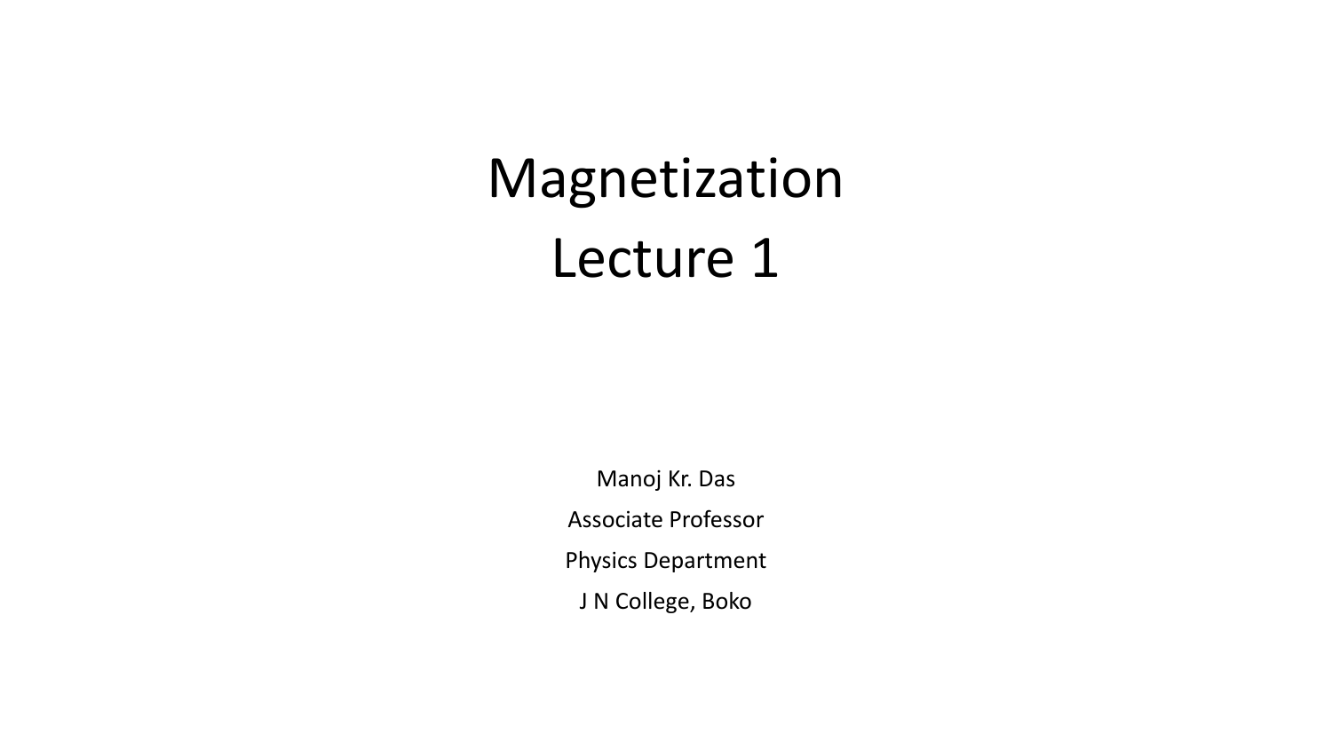# Magnetization
# Lecture 1

Manoj Kr. Das

Associate Professor

Physics Department

J N College, Boko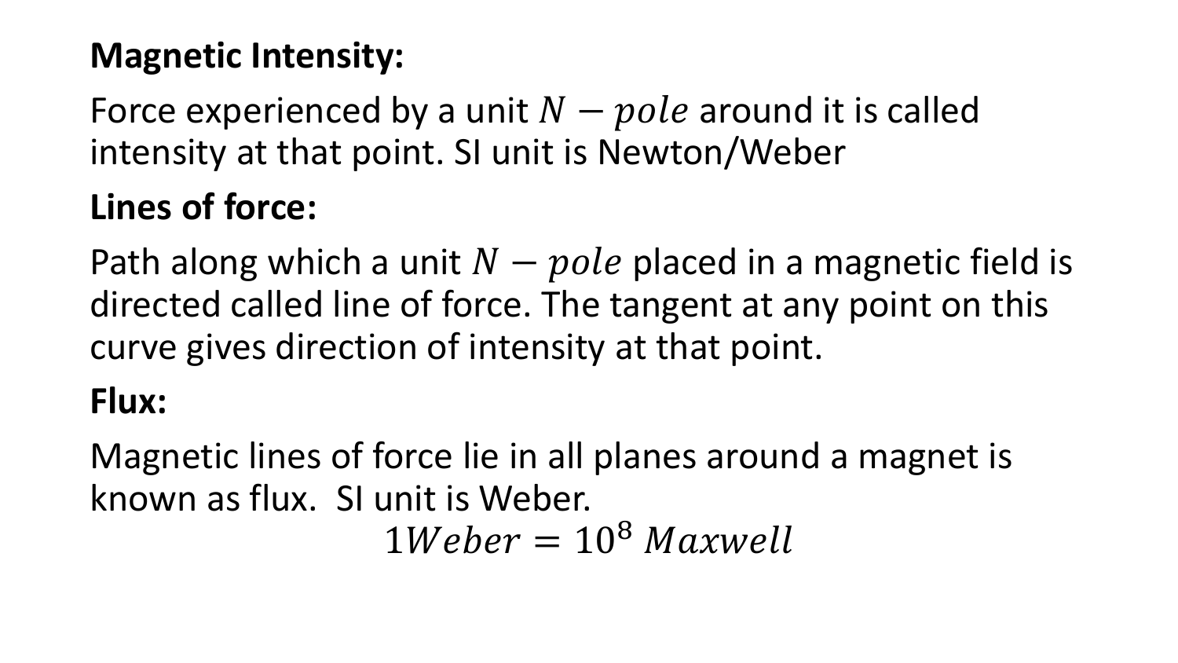**Magnetic Intensity:**

Force experienced by a unit $N - pole$ around it is called intensity at that point. SI unit is Newton/Weber

**Lines of force:**

Path along which a unit $N - pole$ placed in a magnetic field is directed called line of force. The tangent at any point on this curve gives direction of intensity at that point.

**Flux:**

Magnetic lines of force lie in all planes around a magnet is known as flux. SI unit is Weber.

$$1 Weber = 10^8\ Maxwell$$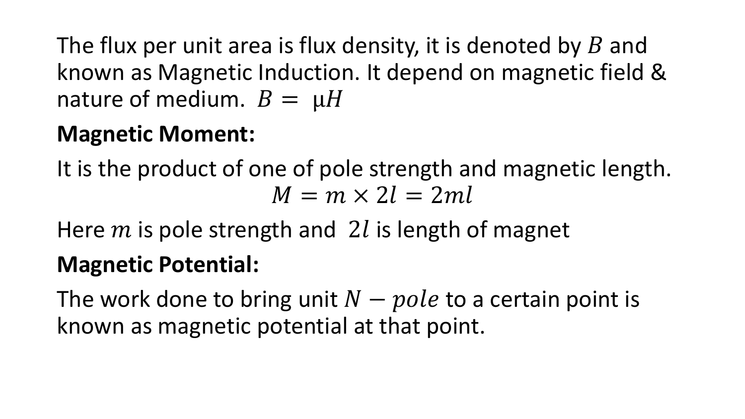The flux per unit area is flux density, it is denoted by $B$ and known as Magnetic Induction. It depend on magnetic field & nature of medium. $B = \mu H$

**Magnetic Moment:**

It is the product of one of pole strength and magnetic length.

$$M = m \times 2l = 2ml$$

Here $m$ is pole strength and $2l$ is length of magnet

**Magnetic Potential:**

The work done to bring unit $N - pole$ to a certain point is known as magnetic potential at that point.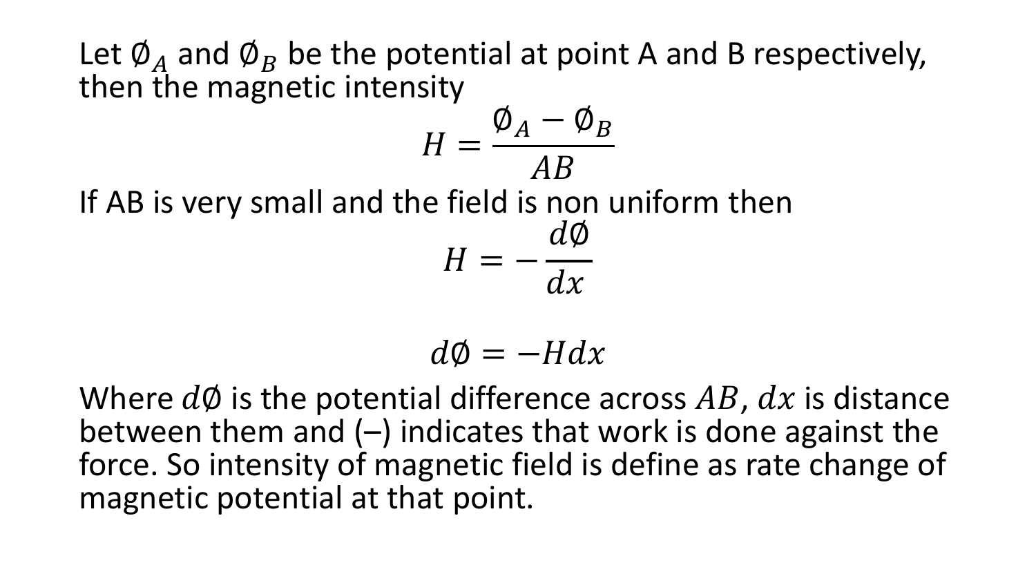Let $\emptyset_A$ and $\emptyset_B$ be the potential at point A and B respectively, then the magnetic intensity

$$H = \frac{\emptyset_A - \emptyset_B}{AB}$$

If AB is very small and the field is non uniform then

$$H = -\frac{d\emptyset}{dx}$$

$$d\emptyset = -Hdx$$

Where $d\emptyset$ is the potential difference across $AB$, $dx$ is distance between them and (–) indicates that work is done against the force. So intensity of magnetic field is define as rate change of magnetic potential at that point.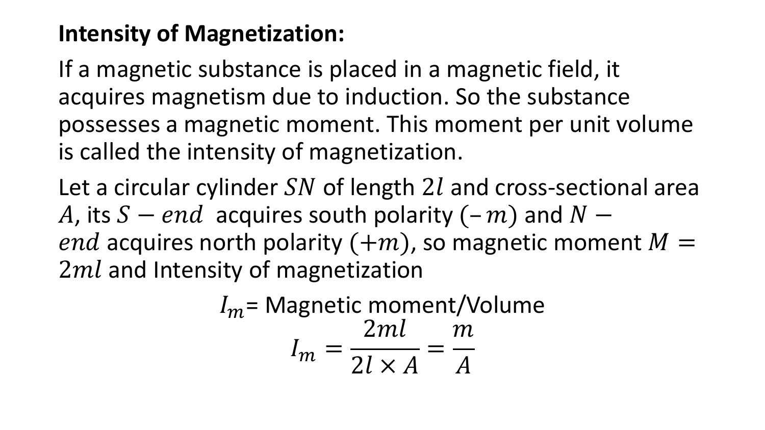**Intensity of Magnetization:**

If a magnetic substance is placed in a magnetic field, it acquires magnetism due to induction. So the substance possesses a magnetic moment. This moment per unit volume is called the intensity of magnetization.

Let a circular cylinder $SN$ of length $2l$ and cross-sectional area $A$, its $S-end$ acquires south polarity $(-m)$ and $N-end$ acquires north polarity $(+m)$, so magnetic moment $M = 2ml$ and Intensity of magnetization

$$I_m = \text{Magnetic moment/Volume}$$

$$I_m = \frac{2ml}{2l \times A} = \frac{m}{A}$$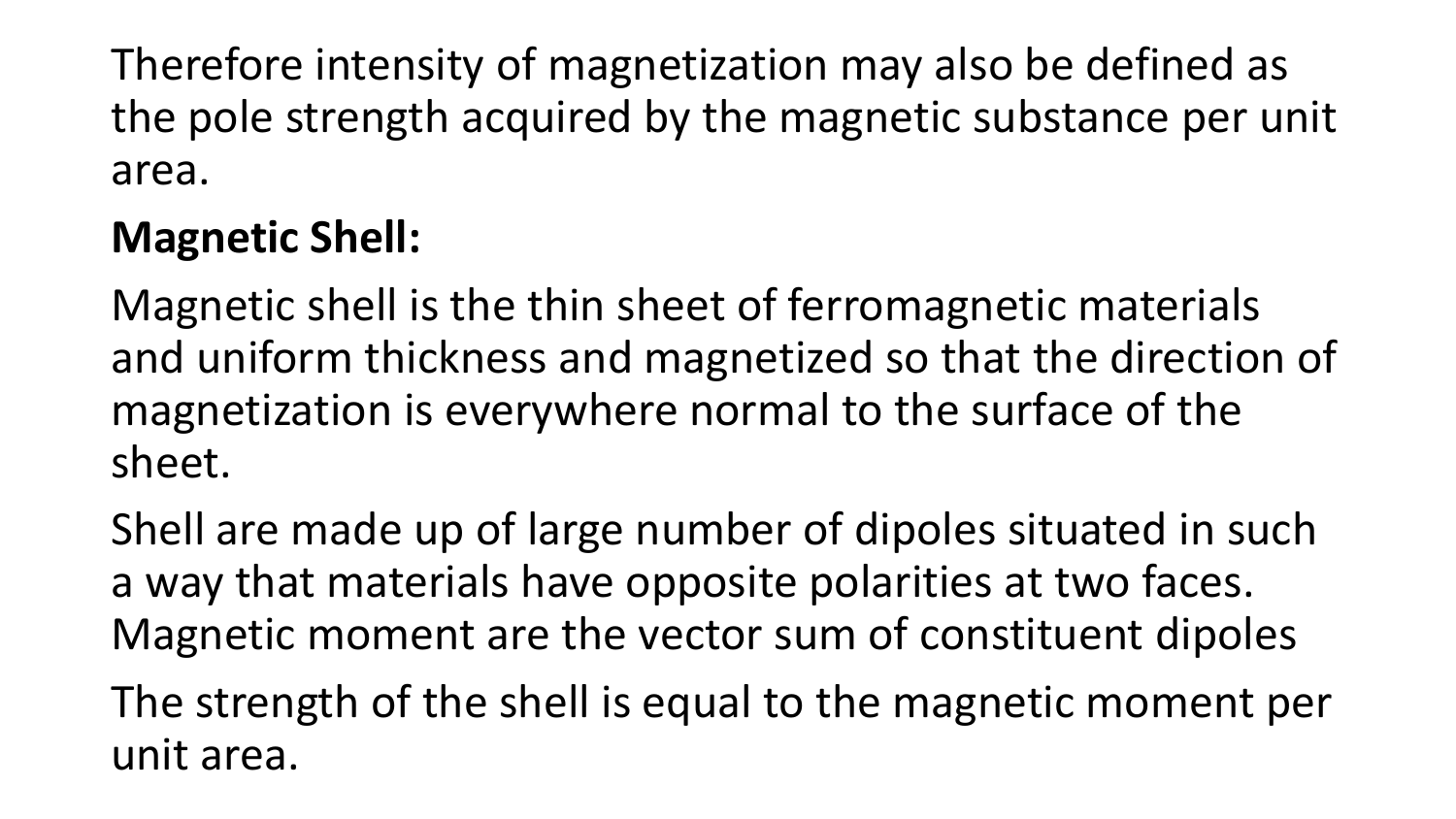Therefore intensity of magnetization may also be defined as the pole strength acquired by the magnetic substance per unit area.

**Magnetic Shell:**

Magnetic shell is the thin sheet of ferromagnetic materials and uniform thickness and magnetized so that the direction of magnetization is everywhere normal to the surface of the sheet.

Shell are made up of large number of dipoles situated in such a way that materials have opposite polarities at two faces. Magnetic moment are the vector sum of constituent dipoles

The strength of the shell is equal to the magnetic moment per unit area.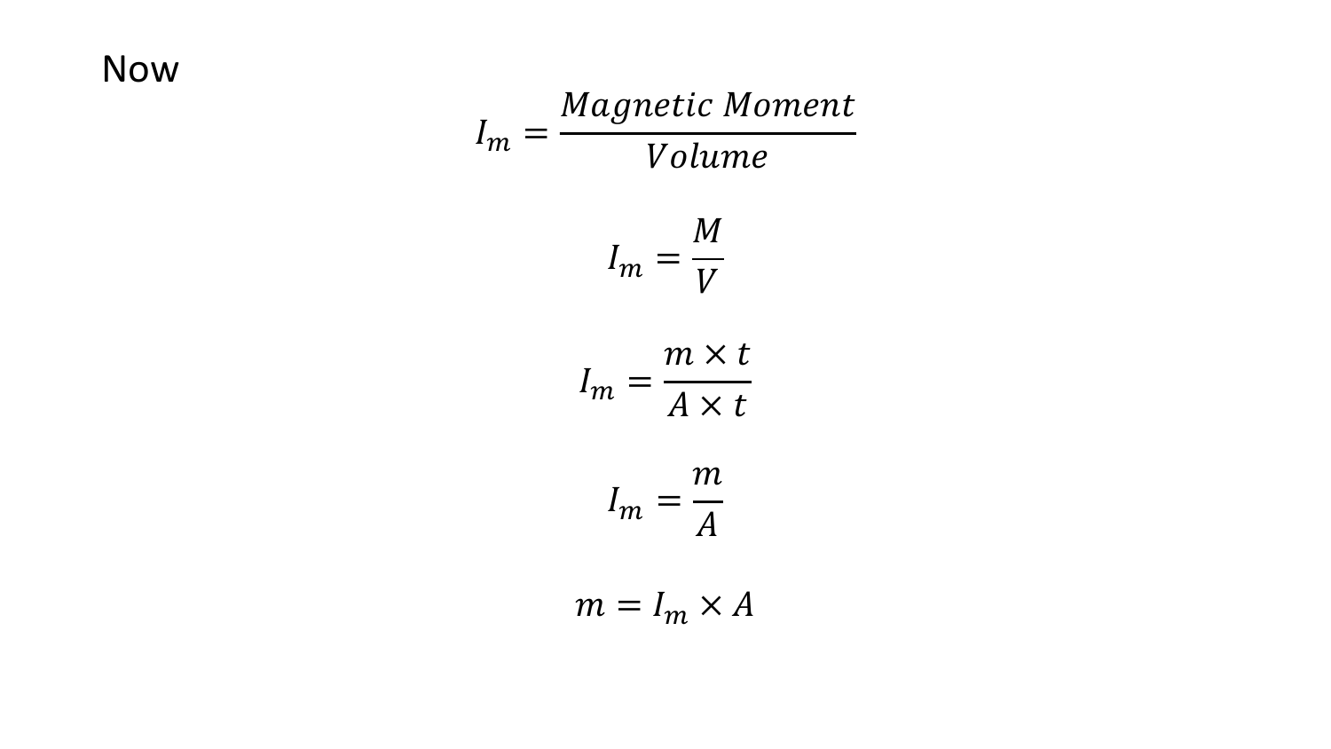Now

$$I_m = \frac{Magnetic\ Moment}{Volume}$$

$$I_m = \frac{M}{V}$$

$$I_m = \frac{m \times t}{A \times t}$$

$$I_m = \frac{m}{A}$$

$$m = I_m \times A$$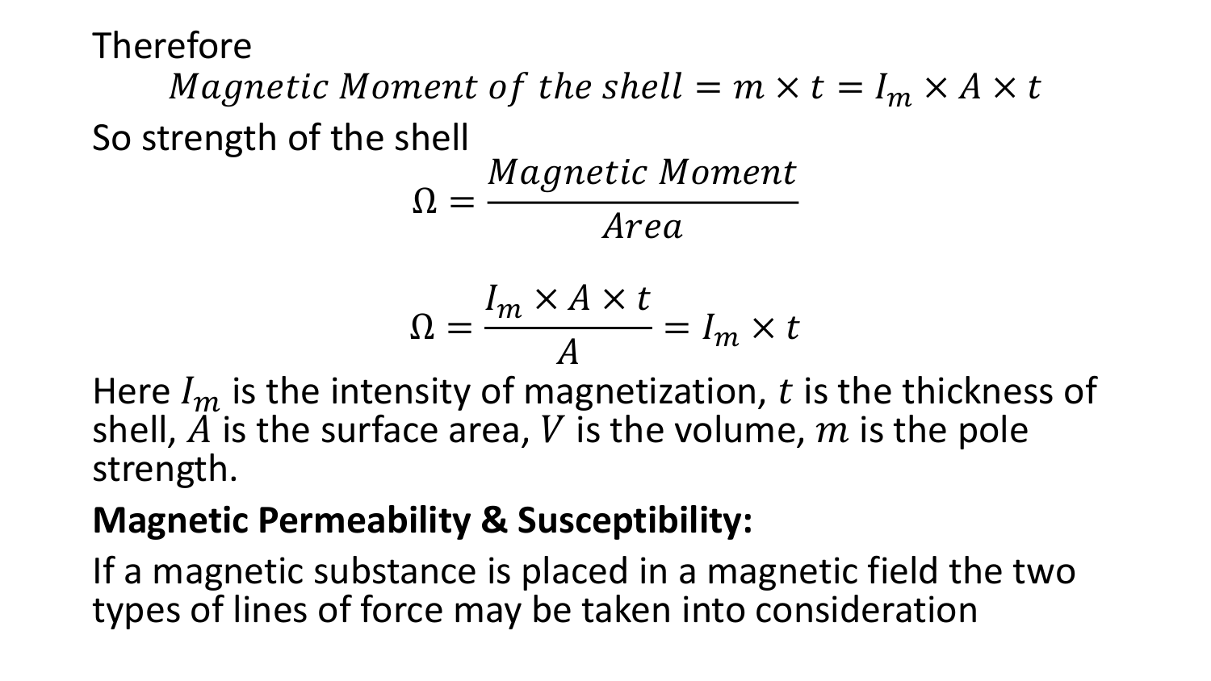Therefore

$$Magnetic\ Moment\ of\ the\ shell = m \times t = I_m \times A \times t$$

So strength of the shell

$$\Omega = \frac{Magnetic\ Moment}{Area}$$

$$\Omega = \frac{I_m \times A \times t}{A} = I_m \times t$$

Here $I_m$ is the intensity of magnetization, $t$ is the thickness of shell, $A$ is the surface area, $V$ is the volume, $m$ is the pole strength.

**Magnetic Permeability & Susceptibility:**

If a magnetic substance is placed in a magnetic field the two types of lines of force may be taken into consideration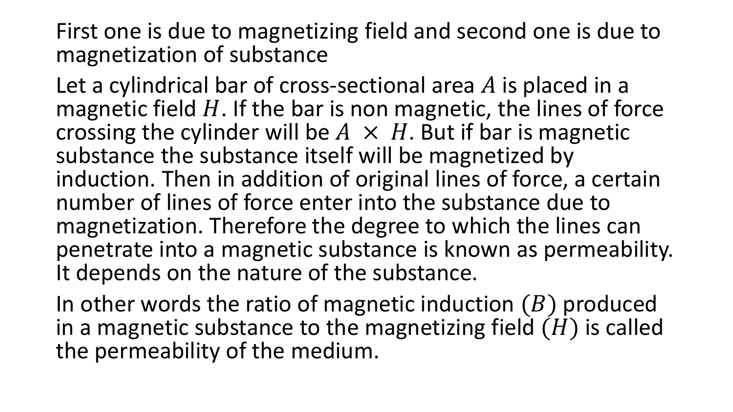First one is due to magnetizing field and second one is due to magnetization of substance

Let a cylindrical bar of cross-sectional area $A$ is placed in a magnetic field $H$. If the bar is non magnetic, the lines of force crossing the cylinder will be $A \times H$. But if bar is magnetic substance the substance itself will be magnetized by induction. Then in addition of original lines of force, a certain number of lines of force enter into the substance due to magnetization. Therefore the degree to which the lines can penetrate into a magnetic substance is known as permeability. It depends on the nature of the substance.

In other words the ratio of magnetic induction $(B)$ produced in a magnetic substance to the magnetizing field $(H)$ is called the permeability of the medium.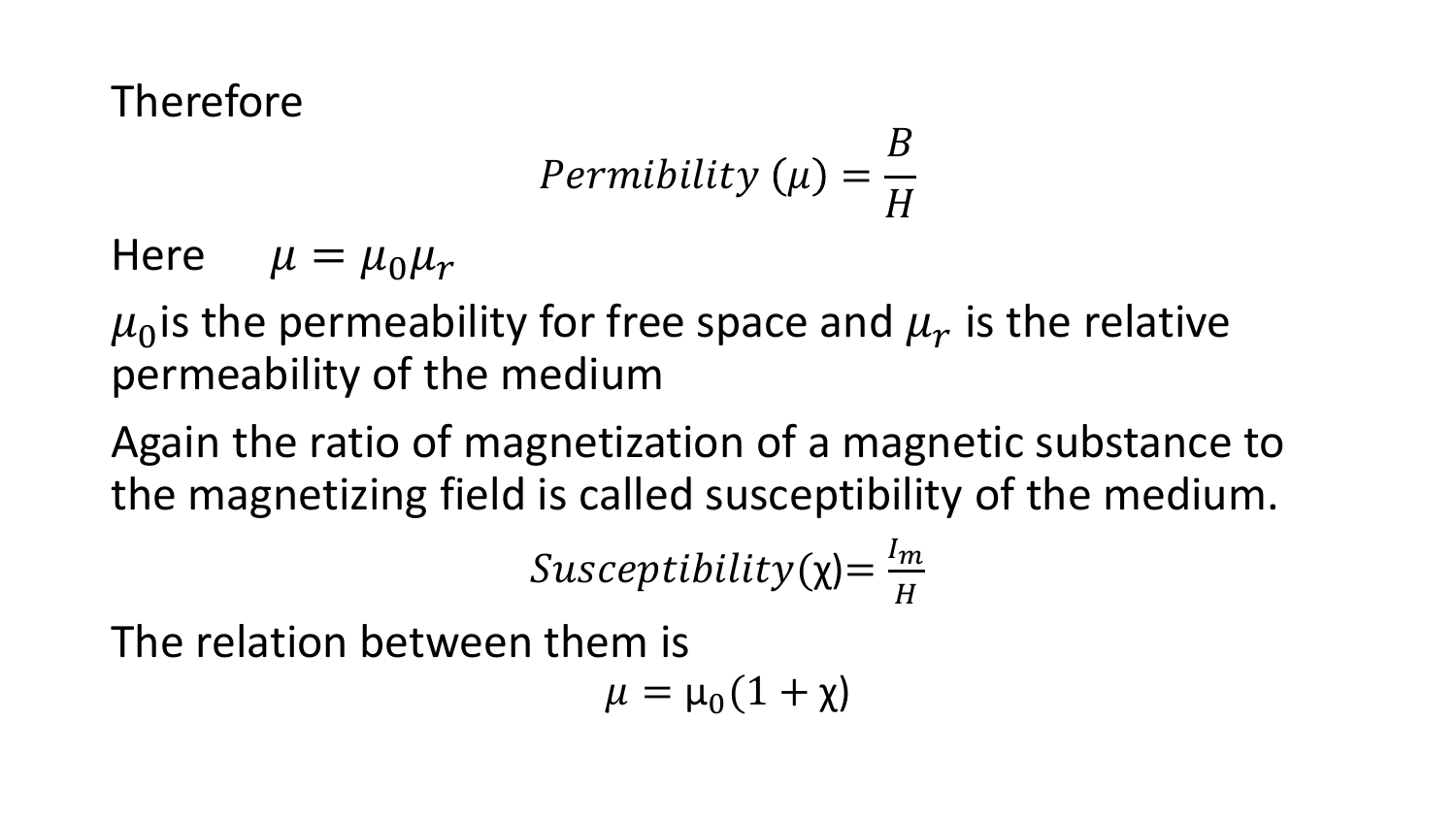Therefore

$$Permibility\ (\mu) = \frac{B}{H}$$

Here $\mu = \mu_0 \mu_r$

$\mu_0$ is the permeability for free space and $\mu_r$ is the relative permeability of the medium

Again the ratio of magnetization of a magnetic substance to the magnetizing field is called susceptibility of the medium.

$$Susceptibility(\chi) = \frac{I_m}{H}$$

The relation between them is

$$\mu = \mu_0(1 + \chi)$$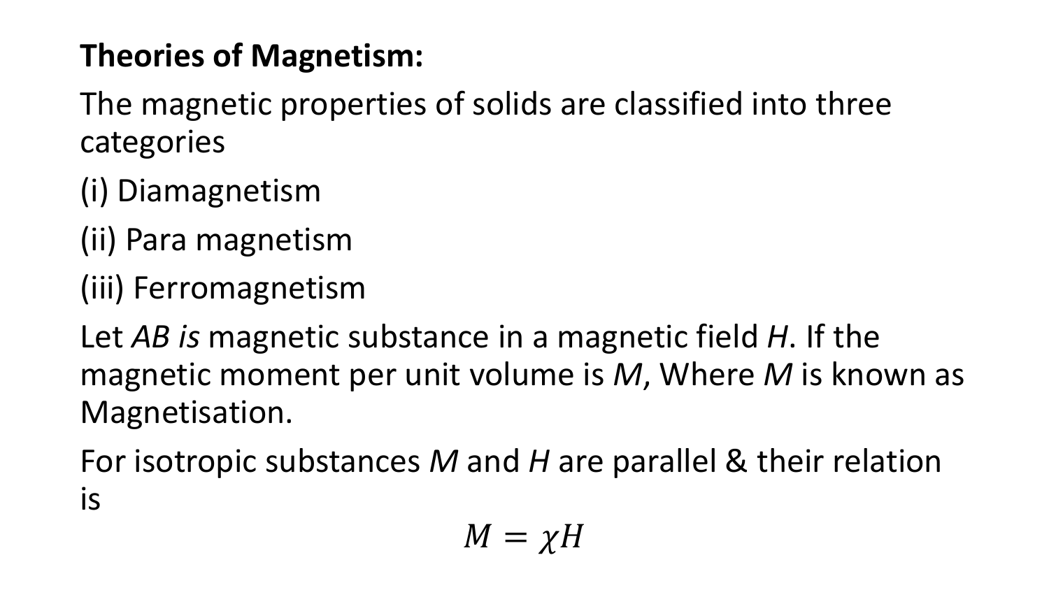**Theories of Magnetism:**

The magnetic properties of solids are classified into three categories

(i) Diamagnetism

(ii) Para magnetism

(iii) Ferromagnetism

Let *AB is* magnetic substance in a magnetic field *H*. If the magnetic moment per unit volume is *M*, Where *M* is known as Magnetisation.

For isotropic substances *M* and *H* are parallel & their relation is

$$M = \chi H$$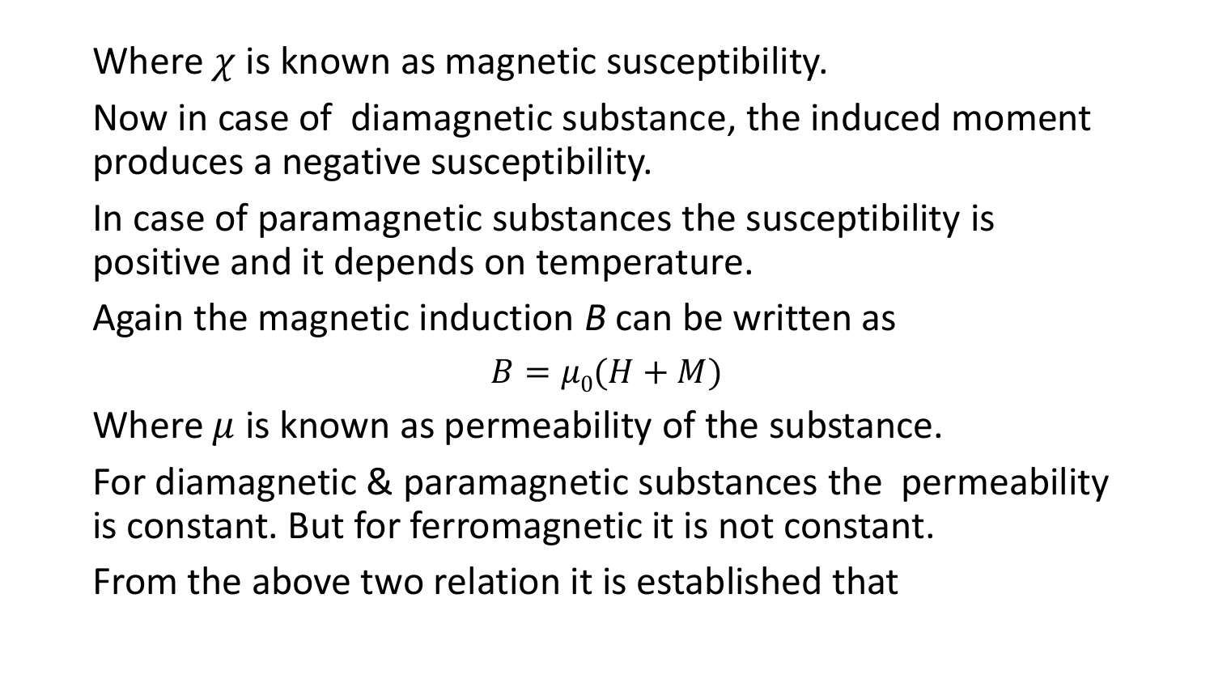Where $\chi$ is known as magnetic susceptibility.

Now in case of diamagnetic substance, the induced moment produces a negative susceptibility.

In case of paramagnetic substances the susceptibility is positive and it depends on temperature.

Again the magnetic induction $B$ can be written as

$$B = \mu_0(H + M)$$

Where $\mu$ is known as permeability of the substance.

For diamagnetic & paramagnetic substances the permeability is constant. But for ferromagnetic it is not constant.

From the above two relation it is established that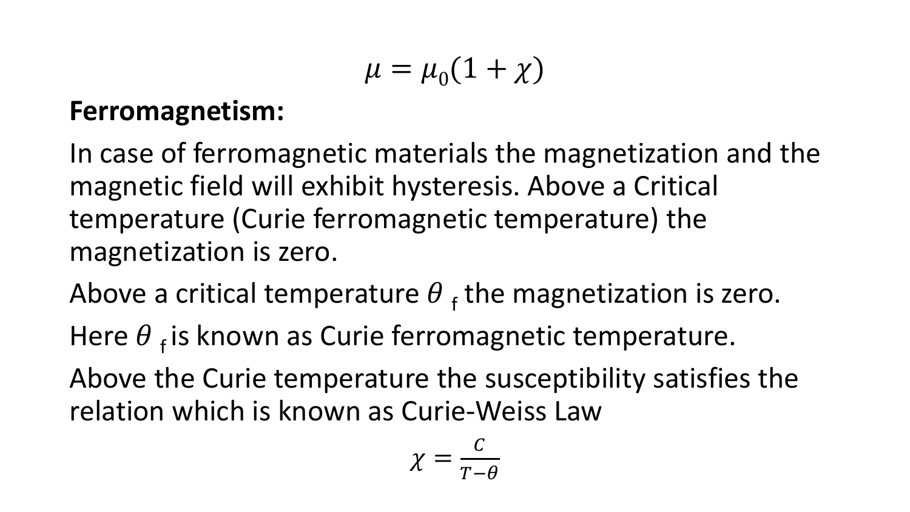$$\mu = \mu_0(1 + \chi)$$

**Ferromagnetism:**

In case of ferromagnetic materials the magnetization and the magnetic field will exhibit hysteresis. Above a Critical temperature (Curie ferromagnetic temperature) the magnetization is zero.

Above a critical temperature $\theta_f$ the magnetization is zero.

Here $\theta_f$ is known as Curie ferromagnetic temperature.

Above the Curie temperature the susceptibility satisfies the relation which is known as Curie-Weiss Law

$$\chi = \frac{C}{T - \theta}$$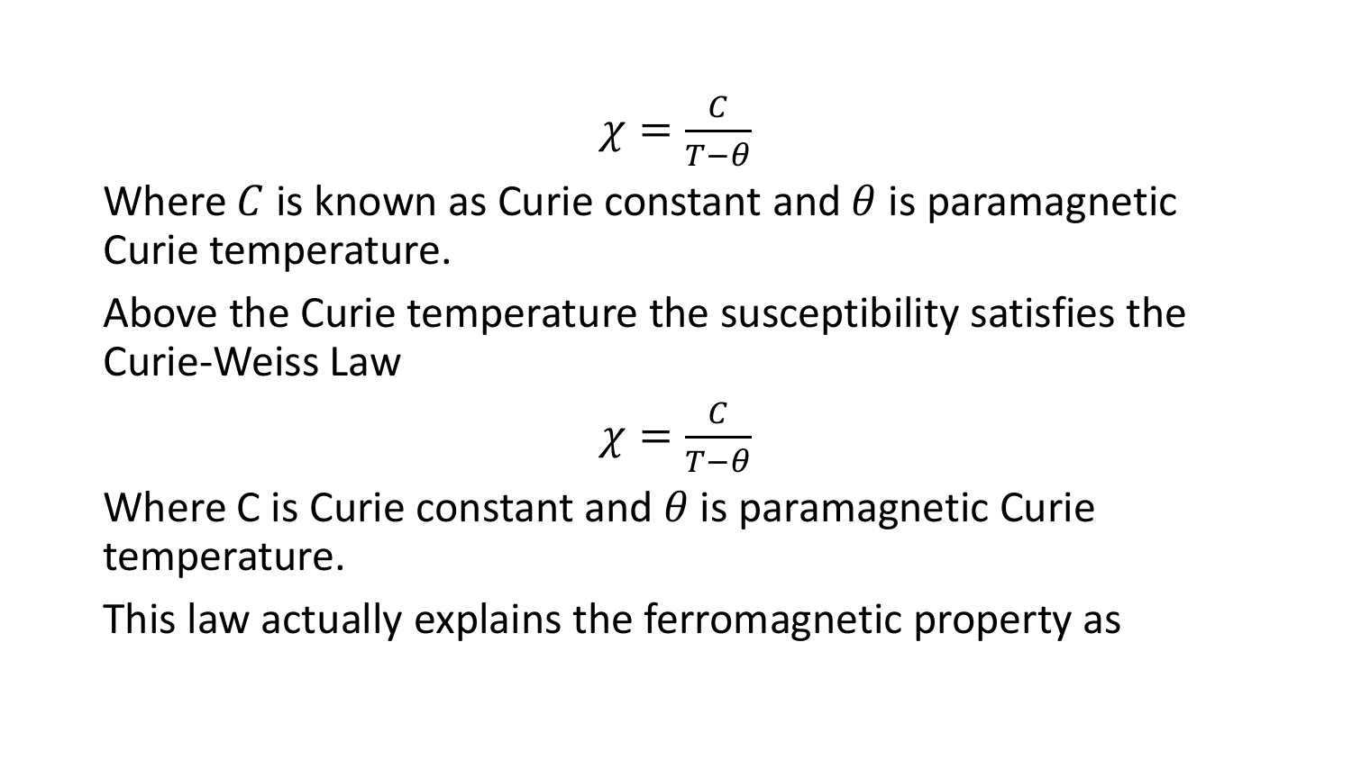$$\chi = \frac{C}{T-\theta}$$

Where $C$ is known as Curie constant and $\theta$ is paramagnetic Curie temperature.

Above the Curie temperature the susceptibility satisfies the Curie-Weiss Law

$$\chi = \frac{C}{T-\theta}$$

Where C is Curie constant and $\theta$ is paramagnetic Curie temperature.

This law actually explains the ferromagnetic property as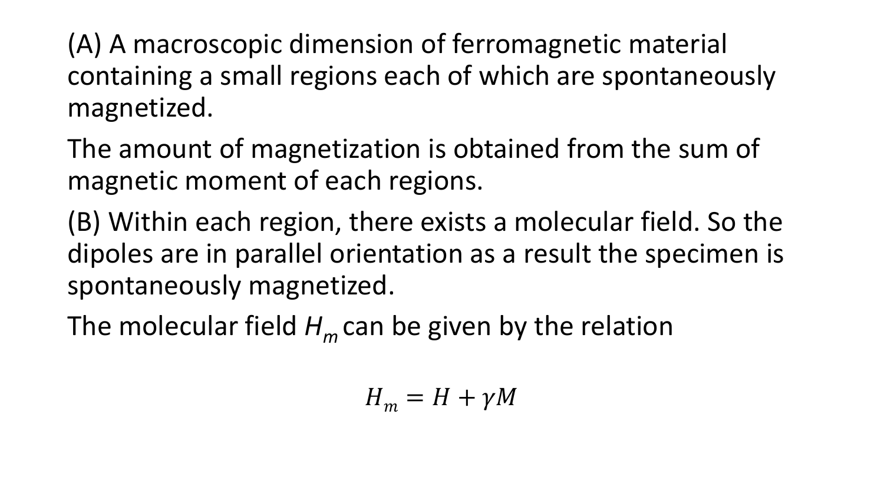(A) A macroscopic dimension of ferromagnetic material containing a small regions each of which are spontaneously magnetized.

The amount of magnetization is obtained from the sum of magnetic moment of each regions.

(B) Within each region, there exists a molecular field. So the dipoles are in parallel orientation as a result the specimen is spontaneously magnetized.

The molecular field $H_m$ can be given by the relation

$$H_m = H + \gamma M$$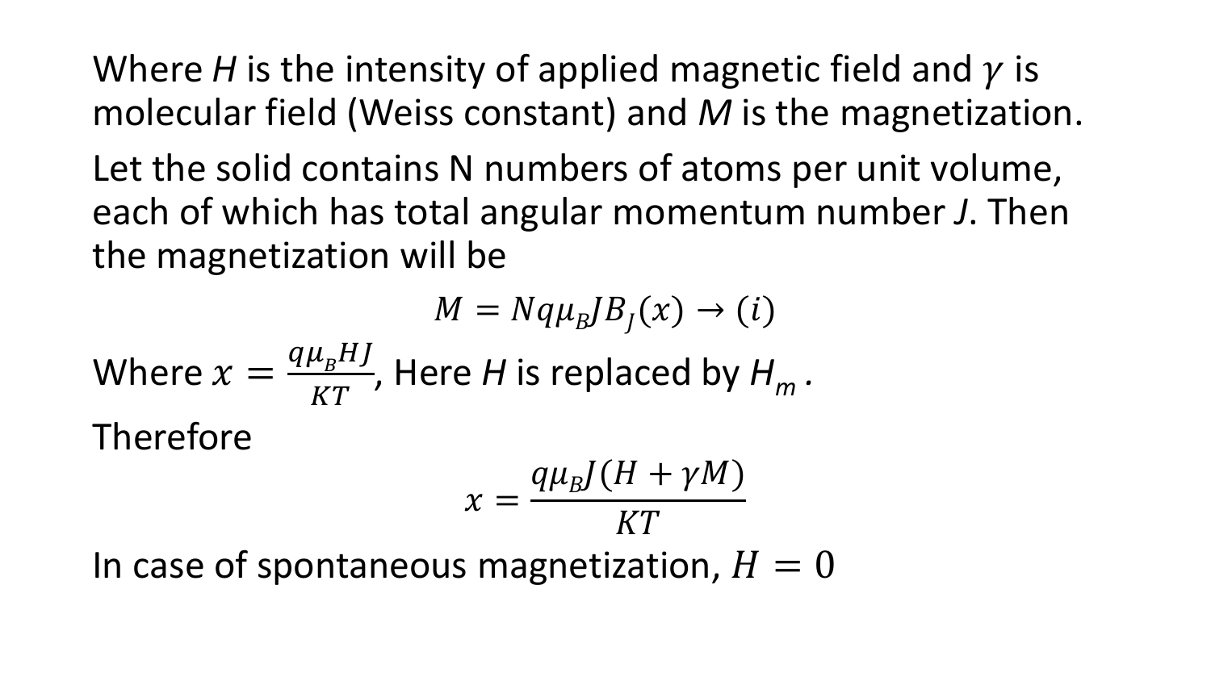Where $H$ is the intensity of applied magnetic field and $\gamma$ is molecular field (Weiss constant) and $M$ is the magnetization.

Let the solid contains N numbers of atoms per unit volume, each of which has total angular momentum number $J$. Then the magnetization will be

$$M = Nq\mu_B J B_J(x) \rightarrow (i)$$

Where $x = \frac{q\mu_B HJ}{KT}$, Here $H$ is replaced by $H_m$.

Therefore

$$x = \frac{q\mu_B J(H + \gamma M)}{KT}$$

In case of spontaneous magnetization, $H = 0$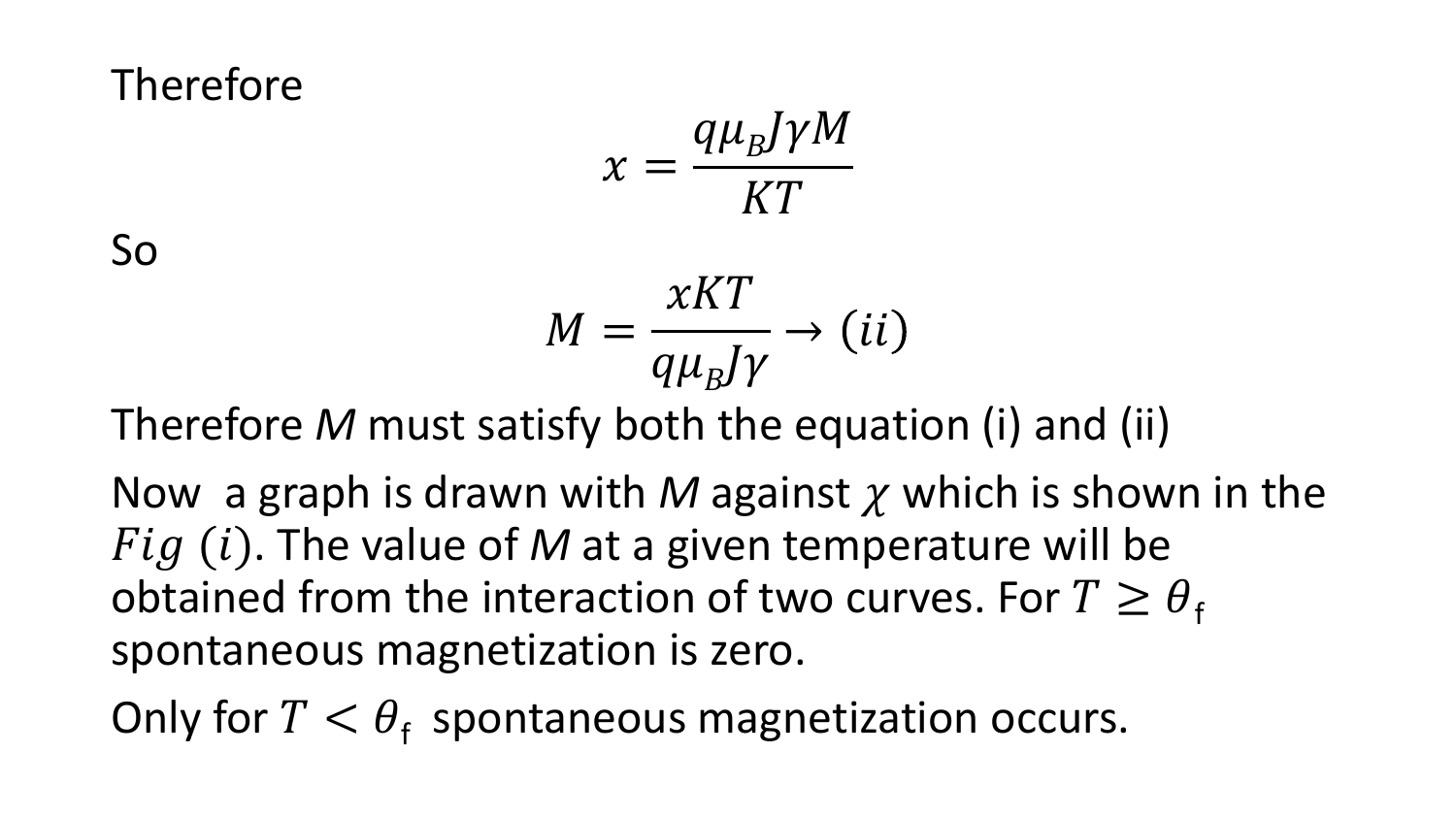Therefore

$$x = \frac{q\mu_B J\gamma M}{KT}$$

So

$$M = \frac{xKT}{q\mu_B J\gamma} \rightarrow (ii)$$

Therefore *M* must satisfy both the equation (i) and (ii)

Now a graph is drawn with *M* against $\chi$ which is shown in the $Fig\ (i)$. The value of *M* at a given temperature will be obtained from the interaction of two curves. For $T \geq \theta_f$ spontaneous magnetization is zero.

Only for $T < \theta_f$ spontaneous magnetization occurs.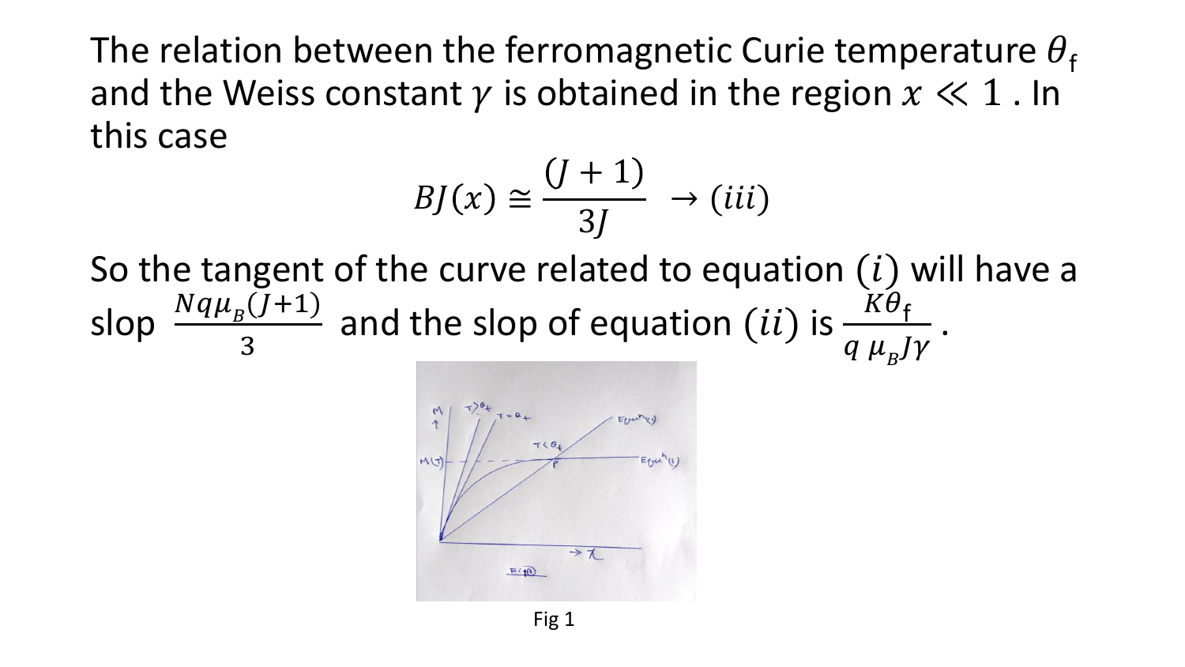The relation between the ferromagnetic Curie temperature $\theta_f$ and the Weiss constant $\gamma$ is obtained in the region $x \ll 1$ . In this case

$$BJ(x) \cong \frac{(J+1)}{3J} \rightarrow (iii)$$

So the tangent of the curve related to equation $(i)$ will have a slop $\frac{Nq\mu_B(J+1)}{3}$ and the slop of equation $(ii)$ is $\frac{K\theta_f}{q\,\mu_B J\gamma}$ .

Fig 1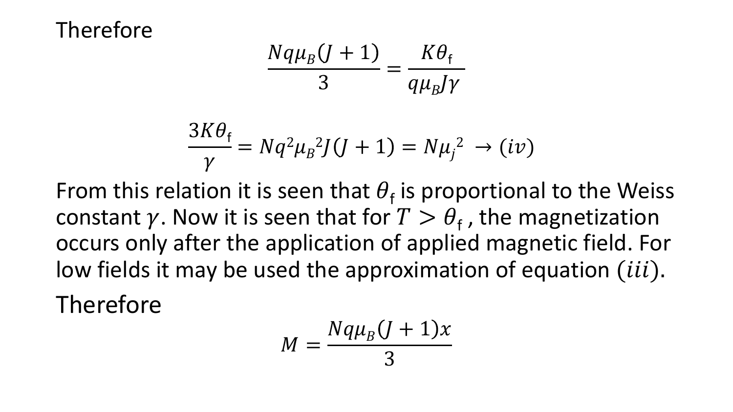Therefore

$$\frac{Nq\mu_B(J+1)}{3} = \frac{K\theta_{\mathrm{f}}}{q\mu_B J\gamma}$$

$$\frac{3K\theta_{\mathrm{f}}}{\gamma} = Nq^2{\mu_B}^2 J(J+1) = N{\mu_j}^2 \;\rightarrow (iv)$$

From this relation it is seen that $\theta_{\mathrm{f}}$ is proportional to the Weiss constant $\gamma$. Now it is seen that for $T > \theta_{\mathrm{f}}$, the magnetization occurs only after the application of applied magnetic field. For low fields it may be used the approximation of equation $(iii)$.

Therefore

$$M = \frac{Nq\mu_B(J+1)x}{3}$$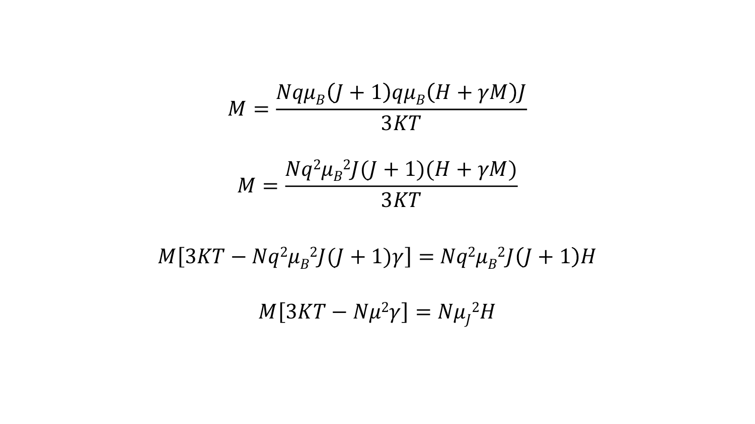$$M = \frac{Nq\mu_B(J+1)q\mu_B(H+\gamma M)J}{3KT}$$

$$M = \frac{Nq^2{\mu_B}^2J(J+1)(H+\gamma M)}{3KT}$$

$$M[3KT - Nq^2{\mu_B}^2J(J+1)\gamma] = Nq^2{\mu_B}^2J(J+1)H$$

$$M[3KT - N\mu^2\gamma] = N{\mu_J}^2H$$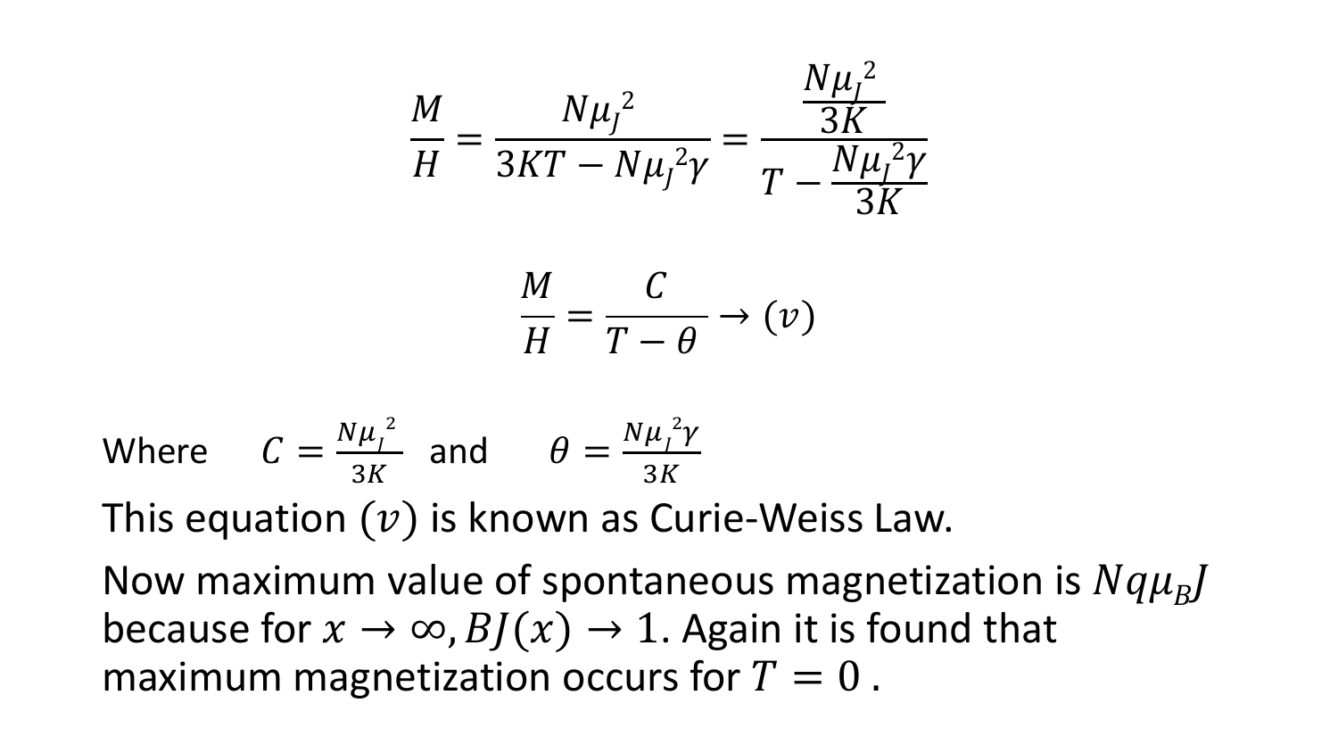$$\frac{M}{H} = \frac{N\mu_J^2}{3KT - N\mu_J^2\gamma} = \frac{\frac{N\mu_J^2}{3K}}{T - \frac{N\mu_J^2\gamma}{3K}}$$

$$\frac{M}{H} = \frac{C}{T - \theta} \rightarrow (v)$$

Where $C = \frac{N\mu_J^2}{3K}$ and $\theta = \frac{N\mu_J^2\gamma}{3K}$

This equation $(v)$ is known as Curie-Weiss Law.

Now maximum value of spontaneous magnetization is $Nq\mu_B J$ because for $x \rightarrow \infty, BJ(x) \rightarrow 1$. Again it is found that maximum magnetization occurs for $T = 0$ .